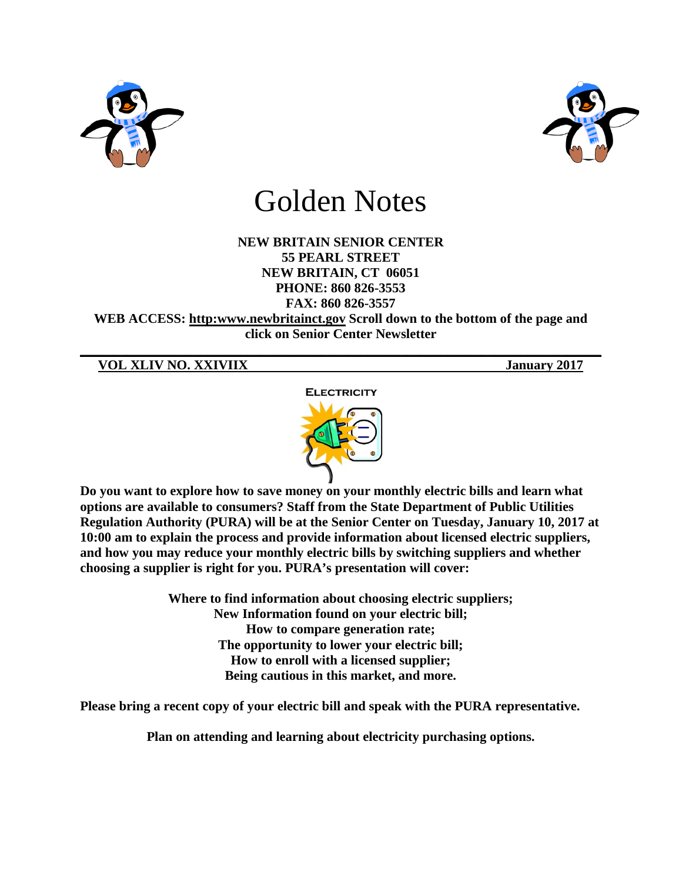# Golden Notes

**NEW BRITAIN SENIOR CENTER**
**55 PEARL STREET**
**NEW BRITAIN, CT 06051**
**PHONE: 860 826-3553**
**FAX: 860 826-3557**
**WEB ACCESS: http:www.newbritainct.gov Scroll down to the bottom of the page and click on Senior Center Newsletter**

**VOL XLIV NO. XXIVIIX** **January 2017**

## ELECTRICITY

**Do you want to explore how to save money on your monthly electric bills and learn what options are available to consumers? Staff from the State Department of Public Utilities Regulation Authority (PURA) will be at the Senior Center on Tuesday, January 10, 2017 at 10:00 am to explain the process and provide information about licensed electric suppliers, and how you may reduce your monthly electric bills by switching suppliers and whether choosing a supplier is right for you. PURA's presentation will cover:**

**Where to find information about choosing electric suppliers;**
**New Information found on your electric bill;**
**How to compare generation rate;**
**The opportunity to lower your electric bill;**
**How to enroll with a licensed supplier;**
**Being cautious in this market, and more.**

**Please bring a recent copy of your electric bill and speak with the PURA representative.**

**Plan on attending and learning about electricity purchasing options.**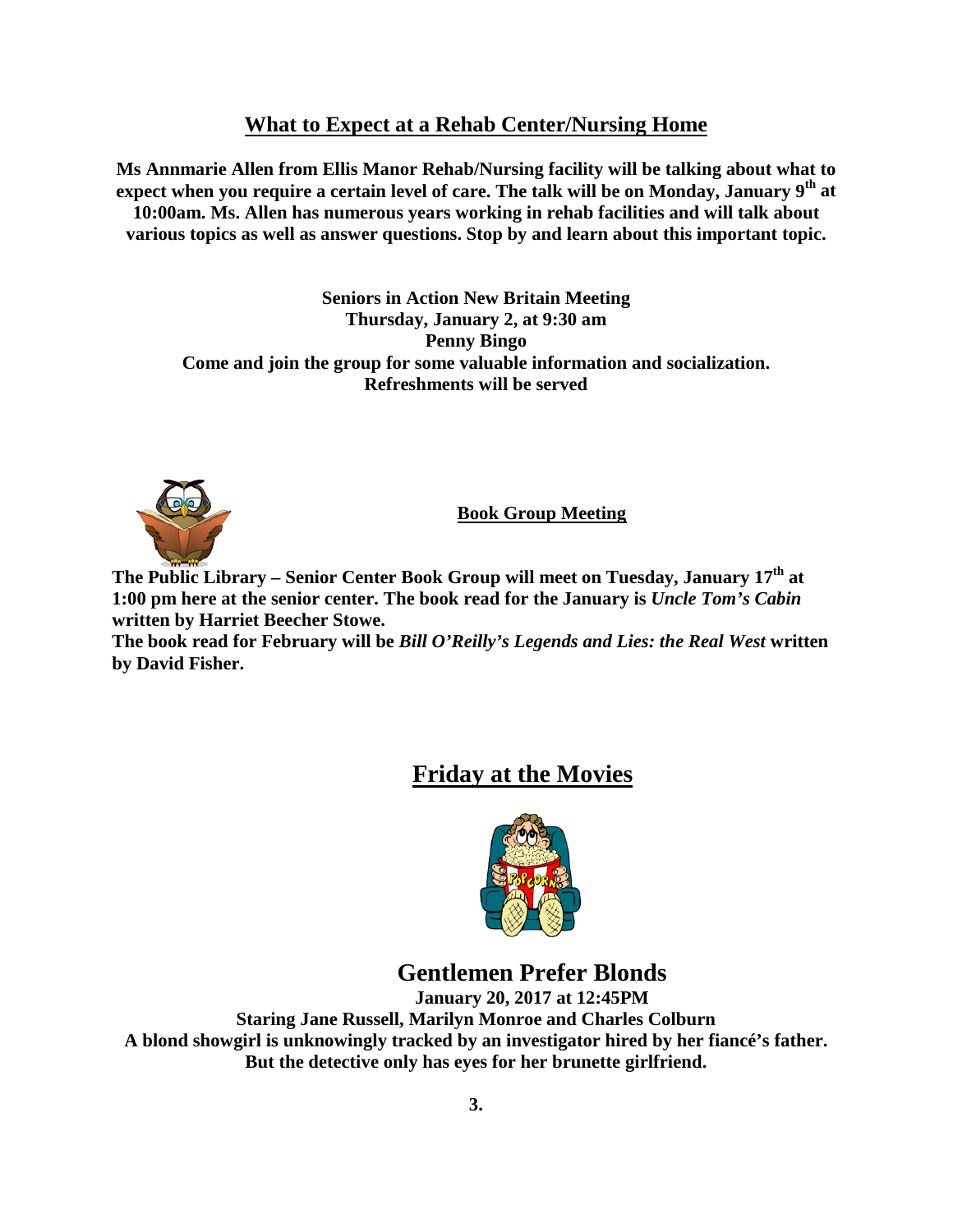## What to Expect at a Rehab Center/Nursing Home

**Ms Annmarie Allen from Ellis Manor Rehab/Nursing facility will be talking about what to expect when you require a certain level of care. The talk will be on Monday, January 9th at 10:00am. Ms. Allen has numerous years working in rehab facilities and will talk about various topics as well as answer questions. Stop by and learn about this important topic.**

**Seniors in Action New Britain Meeting**
**Thursday, January 2, at 9:30 am**
**Penny Bingo**
**Come and join the group for some valuable information and socialization.**
**Refreshments will be served**

## Book Group Meeting

**The Public Library – Senior Center Book Group will meet on Tuesday, January 17th at 1:00 pm here at the senior center. The book read for the January is *Uncle Tom's Cabin* written by Harriet Beecher Stowe.**
**The book read for February will be *Bill O'Reilly's Legends and Lies: the Real West* written by David Fisher.**

## Friday at the Movies

### Gentlemen Prefer Blonds

**January 20, 2017 at 12:45PM**
**Staring Jane Russell, Marilyn Monroe and Charles Colburn**
**A blond showgirl is unknowingly tracked by an investigator hired by her fiancé's father. But the detective only has eyes for her brunette girlfriend.**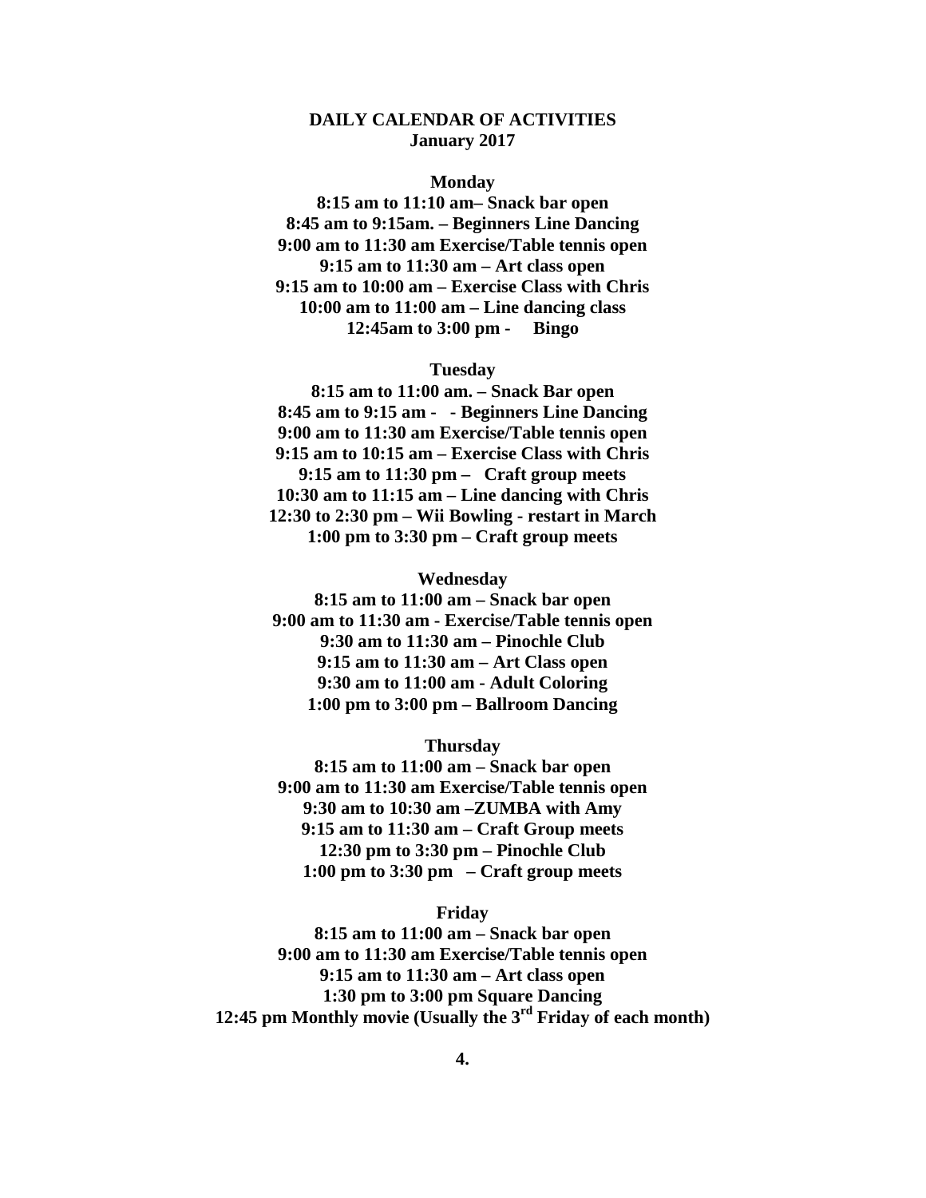# DAILY CALENDAR OF ACTIVITIES
## January 2017

### Monday

**8:15 am to 11:10 am– Snack bar open**
**8:45 am to 9:15am. – Beginners Line Dancing**
**9:00 am to 11:30 am Exercise/Table tennis open**
**9:15 am to 11:30 am – Art class open**
**9:15 am to 10:00 am – Exercise Class with Chris**
**10:00 am to 11:00 am – Line dancing class**
**12:45am to 3:00 pm - Bingo**

### Tuesday

**8:15 am to 11:00 am. – Snack Bar open**
**8:45 am to 9:15 am - - Beginners Line Dancing**
**9:00 am to 11:30 am Exercise/Table tennis open**
**9:15 am to 10:15 am – Exercise Class with Chris**
**9:15 am to 11:30 pm – Craft group meets**
**10:30 am to 11:15 am – Line dancing with Chris**
**12:30 to 2:30 pm – Wii Bowling - restart in March**
**1:00 pm to 3:30 pm – Craft group meets**

### Wednesday

**8:15 am to 11:00 am – Snack bar open**
**9:00 am to 11:30 am - Exercise/Table tennis open**
**9:30 am to 11:30 am – Pinochle Club**
**9:15 am to 11:30 am – Art Class open**
**9:30 am to 11:00 am - Adult Coloring**
**1:00 pm to 3:00 pm – Ballroom Dancing**

### Thursday

**8:15 am to 11:00 am – Snack bar open**
**9:00 am to 11:30 am Exercise/Table tennis open**
**9:30 am to 10:30 am –ZUMBA with Amy**
**9:15 am to 11:30 am – Craft Group meets**
**12:30 pm to 3:30 pm – Pinochle Club**
**1:00 pm to 3:30 pm – Craft group meets**

### Friday

**8:15 am to 11:00 am – Snack bar open**
**9:00 am to 11:30 am Exercise/Table tennis open**
**9:15 am to 11:30 am – Art class open**
**1:30 pm to 3:00 pm Square Dancing**
**12:45 pm Monthly movie (Usually the 3rd Friday of each month)**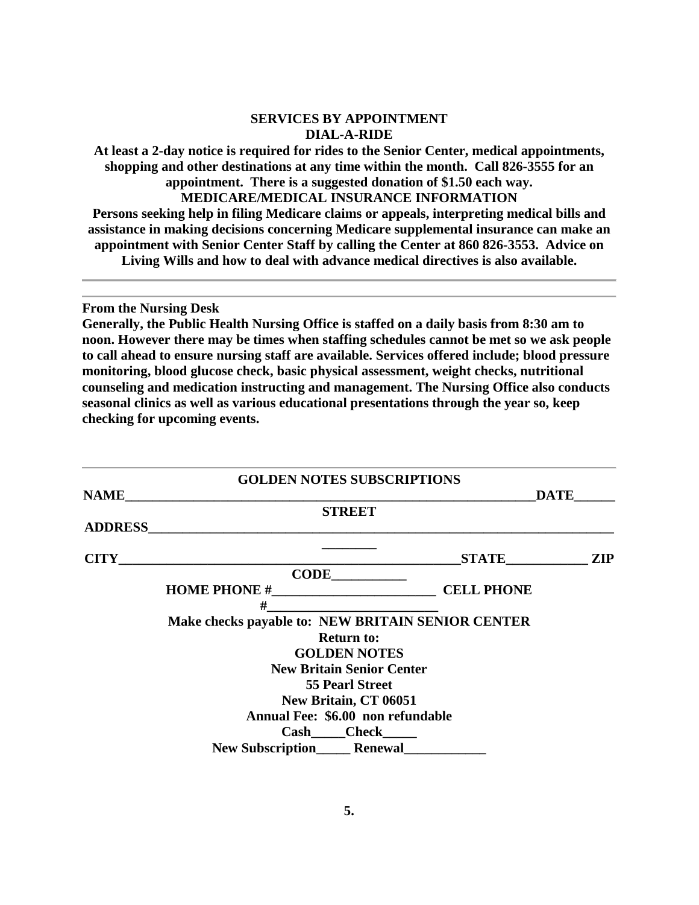## SERVICES BY APPOINTMENT

### DIAL-A-RIDE

**At least a 2-day notice is required for rides to the Senior Center, medical appointments, shopping and other destinations at any time within the month. Call 826-3555 for an appointment. There is a suggested donation of $1.50 each way.**

### MEDICARE/MEDICAL INSURANCE INFORMATION

**Persons seeking help in filing Medicare claims or appeals, interpreting medical bills and assistance in making decisions concerning Medicare supplemental insurance can make an appointment with Senior Center Staff by calling the Center at 860 826-3553. Advice on Living Wills and how to deal with advance medical directives is also available.**

---

### From the Nursing Desk

**Generally, the Public Health Nursing Office is staffed on a daily basis from 8:30 am to noon. However there may be times when staffing schedules cannot be met so we ask people to call ahead to ensure nursing staff are available. Services offered include; blood pressure monitoring, blood glucose check, basic physical assessment, weight checks, nutritional counseling and medication instructing and management. The Nursing Office also conducts seasonal clinics as well as various educational presentations through the year so, keep checking for upcoming events.**

---

### GOLDEN NOTES SUBSCRIPTIONS

**NAME_________________________________________________________________DATE______**

**STREET ADDRESS_______________________________________________________________________________**

**CITY_____________________________________________________STATE____________ ZIP CODE___________**

**HOME PHONE #________________________ CELL PHONE #_________________________**

**Make checks payable to: NEW BRITAIN SENIOR CENTER**

**Return to:**
**GOLDEN NOTES**
**New Britain Senior Center**
**55 Pearl Street**
**New Britain, CT 06051**

**Annual Fee: $6.00 non refundable**

**Cash_____Check_____**

**New Subscription_____ Renewal____________**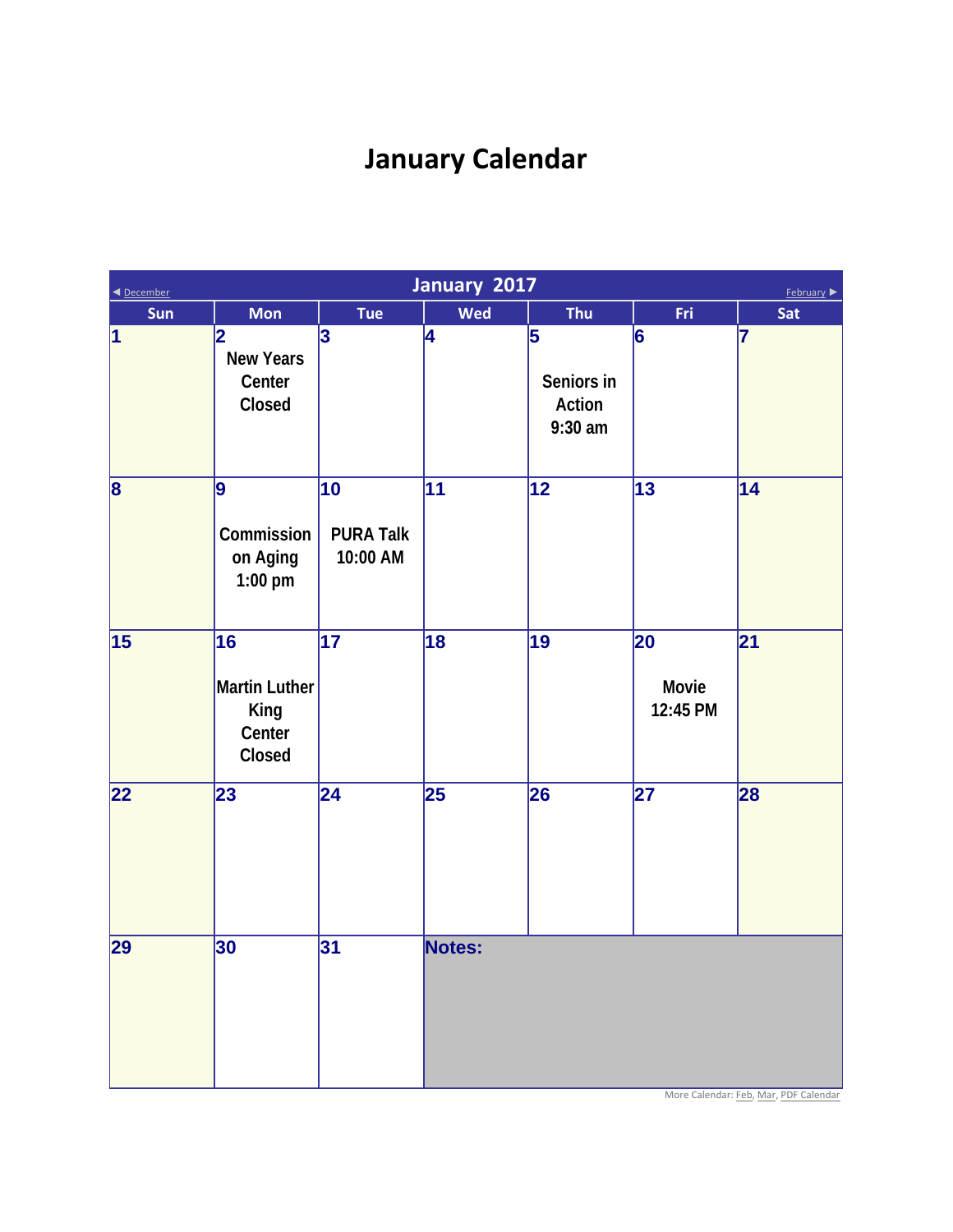# January Calendar

| ◀ December | | | January 2017 | | | February ▶ |
|---|---|---|---|---|---|---|
| **Sun** | **Mon** | **Tue** | **Wed** | **Thu** | **Fri** | **Sat** |
| 1 | 2 New Years Center Closed | 3 | 4 | 5 Seniors in Action 9:30 am | 6 | 7 |
| 8 | 9 Commission on Aging 1:00 pm | 10 PURA Talk 10:00 AM | 11 | 12 | 13 | 14 |
| 15 | 16 Martin Luther King Center Closed | 17 | 18 | 19 | 20 Movie 12:45 PM | 21 |
| 22 | 23 | 24 | 25 | 26 | 27 | 28 |
| 29 | 30 | 31 | Notes: | | | |

More Calendar: Feb, Mar, PDF Calendar